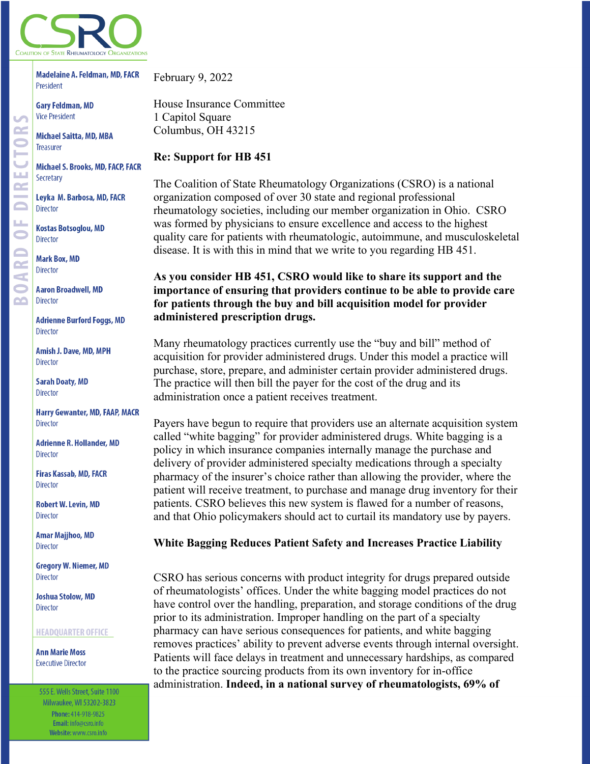CSRO

Coalition of State Rheumatology Organizations

**BOARD OF DIRECTORS**

**Madelaine A. Feldman, MD, FACR**
President

**Gary Feldman, MD**
Vice President

**Michael Saitta, MD, MBA**
Treasurer

**Michael S. Brooks, MD, FACP, FACR**
Secretary

**Leyka M. Barbosa, MD, FACR**
Director

**Kostas Botsoglou, MD**
Director

**Mark Box, MD**
Director

**Aaron Broadwell, MD**
Director

**Adrienne Burford Foggs, MD**
Director

**Amish J. Dave, MD, MPH**
Director

**Sarah Doaty, MD**
Director

**Harry Gewanter, MD, FAAP, MACR**
Director

**Adrienne R. Hollander, MD**
Director

**Firas Kassab, MD, FACR**
Director

**Robert W. Levin, MD**
Director

**Amar Majjhoo, MD**
Director

**Gregory W. Niemer, MD**
Director

**Joshua Stolow, MD**
Director

**HEADQUARTER OFFICE**

**Ann Marie Moss**
Executive Director

555 E. Wells Street, Suite 1100
Milwaukee, WI 53202-3823
**Phone:** 414-918-9825
**Email:** info@csro.info
**Website:** www.csro.info

February 9, 2022

House Insurance Committee
1 Capitol Square
Columbus, OH 43215

**Re: Support for HB 451**

The Coalition of State Rheumatology Organizations (CSRO) is a national organization composed of over 30 state and regional professional rheumatology societies, including our member organization in Ohio. CSRO was formed by physicians to ensure excellence and access to the highest quality care for patients with rheumatologic, autoimmune, and musculoskeletal disease. It is with this in mind that we write to you regarding HB 451.

**As you consider HB 451, CSRO would like to share its support and the importance of ensuring that providers continue to be able to provide care for patients through the buy and bill acquisition model for provider administered prescription drugs.**

Many rheumatology practices currently use the "buy and bill" method of acquisition for provider administered drugs. Under this model a practice will purchase, store, prepare, and administer certain provider administered drugs. The practice will then bill the payer for the cost of the drug and its administration once a patient receives treatment.

Payers have begun to require that providers use an alternate acquisition system called "white bagging" for provider administered drugs. White bagging is a policy in which insurance companies internally manage the purchase and delivery of provider administered specialty medications through a specialty pharmacy of the insurer's choice rather than allowing the provider, where the patient will receive treatment, to purchase and manage drug inventory for their patients. CSRO believes this new system is flawed for a number of reasons, and that Ohio policymakers should act to curtail its mandatory use by payers.

**White Bagging Reduces Patient Safety and Increases Practice Liability**

CSRO has serious concerns with product integrity for drugs prepared outside of rheumatologists' offices. Under the white bagging model practices do not have control over the handling, preparation, and storage conditions of the drug prior to its administration. Improper handling on the part of a specialty pharmacy can have serious consequences for patients, and white bagging removes practices' ability to prevent adverse events through internal oversight. Patients will face delays in treatment and unnecessary hardships, as compared to the practice sourcing products from its own inventory for in-office administration. **Indeed, in a national survey of rheumatologists, 69% of**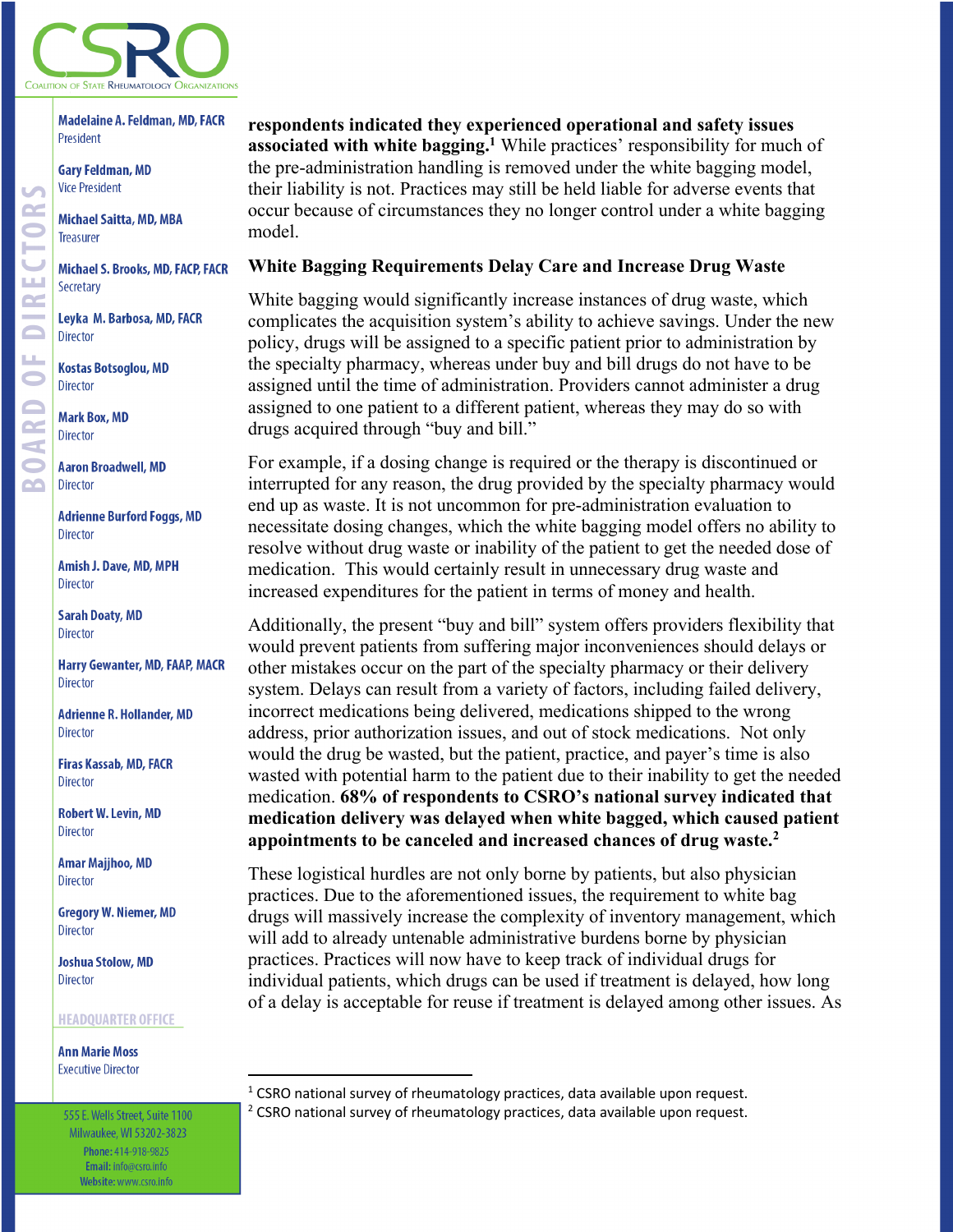**respondents indicated they experienced operational and safety issues associated with white bagging.**[1] While practices' responsibility for much of the pre-administration handling is removed under the white bagging model, their liability is not. Practices may still be held liable for adverse events that occur because of circumstances they no longer control under a white bagging model.

## White Bagging Requirements Delay Care and Increase Drug Waste

White bagging would significantly increase instances of drug waste, which complicates the acquisition system's ability to achieve savings. Under the new policy, drugs will be assigned to a specific patient prior to administration by the specialty pharmacy, whereas under buy and bill drugs do not have to be assigned until the time of administration. Providers cannot administer a drug assigned to one patient to a different patient, whereas they may do so with drugs acquired through "buy and bill."

For example, if a dosing change is required or the therapy is discontinued or interrupted for any reason, the drug provided by the specialty pharmacy would end up as waste. It is not uncommon for pre-administration evaluation to necessitate dosing changes, which the white bagging model offers no ability to resolve without drug waste or inability of the patient to get the needed dose of medication. This would certainly result in unnecessary drug waste and increased expenditures for the patient in terms of money and health.

Additionally, the present "buy and bill" system offers providers flexibility that would prevent patients from suffering major inconveniences should delays or other mistakes occur on the part of the specialty pharmacy or their delivery system. Delays can result from a variety of factors, including failed delivery, incorrect medications being delivered, medications shipped to the wrong address, prior authorization issues, and out of stock medications. Not only would the drug be wasted, but the patient, practice, and payer's time is also wasted with potential harm to the patient due to their inability to get the needed medication. **68% of respondents to CSRO's national survey indicated that medication delivery was delayed when white bagged, which caused patient appointments to be canceled and increased chances of drug waste.**[2]

These logistical hurdles are not only borne by patients, but also physician practices. Due to the aforementioned issues, the requirement to white bag drugs will massively increase the complexity of inventory management, which will add to already untenable administrative burdens borne by physician practices. Practices will now have to keep track of individual drugs for individual patients, which drugs can be used if treatment is delayed, how long of a delay is acceptable for reuse if treatment is delayed among other issues. As

---

[1] CSRO national survey of rheumatology practices, data available upon request.

[2] CSRO national survey of rheumatology practices, data available upon request.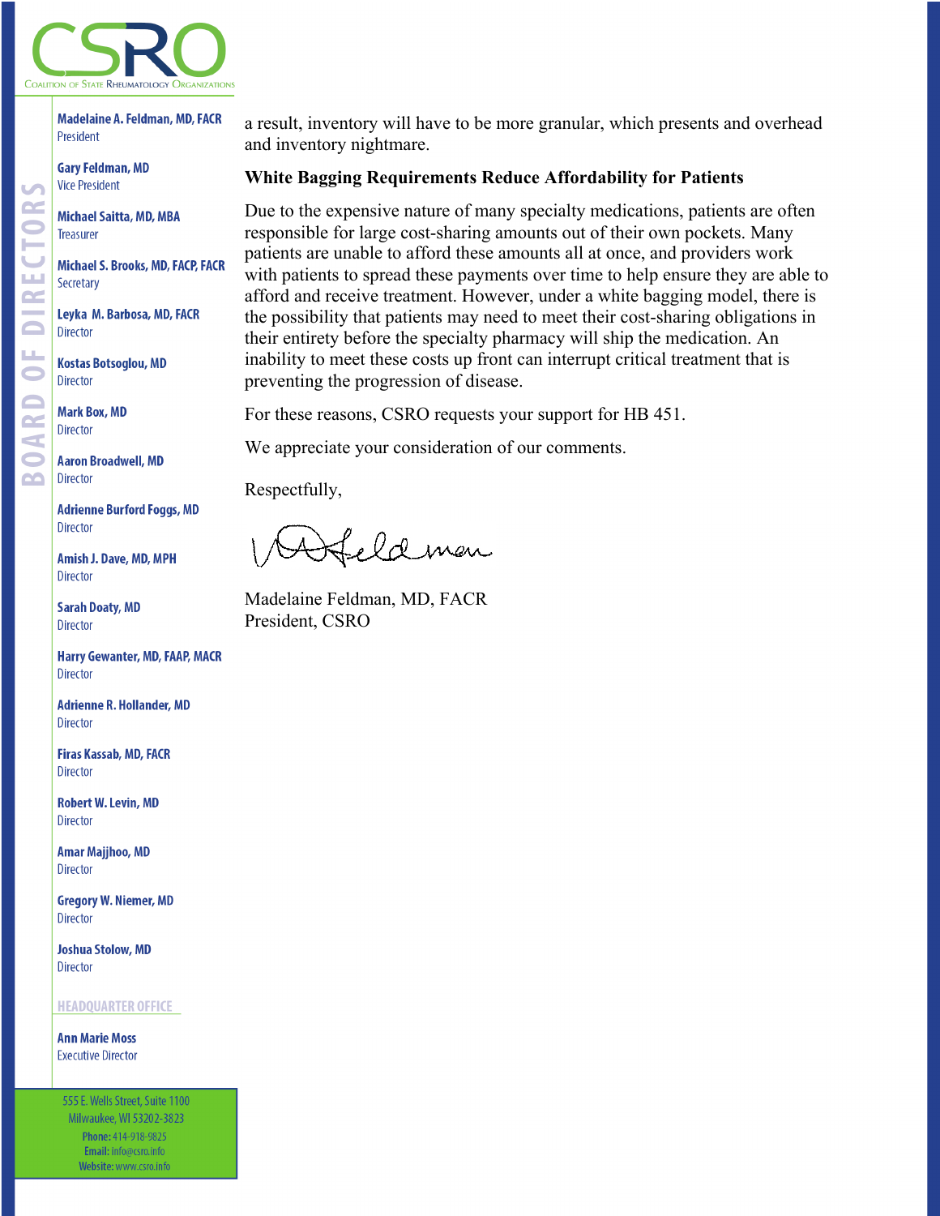# CSRO

COALITION OF STATE RHEUMATOLOGY ORGANIZATIONS

**BOARD OF DIRECTORS**

**Madelaine A. Feldman, MD, FACR**
President

**Gary Feldman, MD**
Vice President

**Michael Saitta, MD, MBA**
Treasurer

**Michael S. Brooks, MD, FACP, FACR**
Secretary

**Leyka M. Barbosa, MD, FACR**
Director

**Kostas Botsoglou, MD**
Director

**Mark Box, MD**
Director

**Aaron Broadwell, MD**
Director

**Adrienne Burford Foggs, MD**
Director

**Amish J. Dave, MD, MPH**
Director

**Sarah Doaty, MD**
Director

**Harry Gewanter, MD, FAAP, MACR**
Director

**Adrienne R. Hollander, MD**
Director

**Firas Kassab, MD, FACR**
Director

**Robert W. Levin, MD**
Director

**Amar Majjhoo, MD**
Director

**Gregory W. Niemer, MD**
Director

**Joshua Stolow, MD**
Director

**HEADQUARTER OFFICE**

**Ann Marie Moss**
Executive Director

555 E. Wells Street, Suite 1100
Milwaukee, WI 53202-3823
**Phone:** 414-918-9825
**Email:** info@csro.info
**Website:** www.csro.info

a result, inventory will have to be more granular, which presents and overhead and inventory nightmare.

**White Bagging Requirements Reduce Affordability for Patients**

Due to the expensive nature of many specialty medications, patients are often responsible for large cost-sharing amounts out of their own pockets. Many patients are unable to afford these amounts all at once, and providers work with patients to spread these payments over time to help ensure they are able to afford and receive treatment. However, under a white bagging model, there is the possibility that patients may need to meet their cost-sharing obligations in their entirety before the specialty pharmacy will ship the medication. An inability to meet these costs up front can interrupt critical treatment that is preventing the progression of disease.

For these reasons, CSRO requests your support for HB 451.

We appreciate your consideration of our comments.

Respectfully,

Madelaine Feldman, MD, FACR
President, CSRO